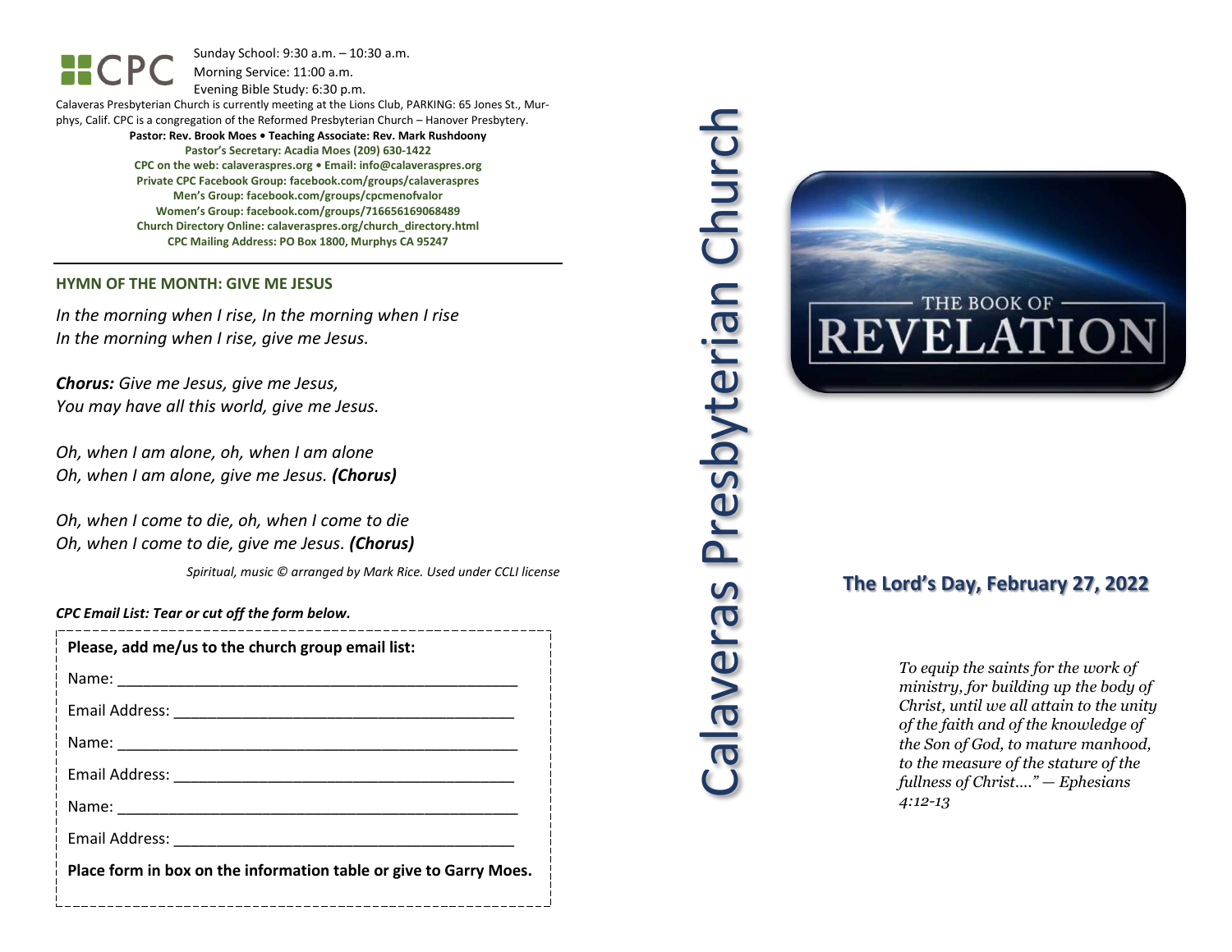CPC

Sunday School: 9:30 a.m. – 10:30 a.m.
Morning Service: 11:00 a.m.
Evening Bible Study: 6:30 p.m.

Calaveras Presbyterian Church is currently meeting at the Lions Club, PARKING: 65 Jones St., Murphys, Calif. CPC is a congregation of the Reformed Presbyterian Church – Hanover Presbytery.

**Pastor: Rev. Brook Moes • Teaching Associate: Rev. Mark Rushdoony**
**Pastor's Secretary: Acadia Moes (209) 630-1422**
**CPC on the web: calaveraspres.org • Email: info@calaveraspres.org**
**Private CPC Facebook Group: facebook.com/groups/calaveraspres**
**Men's Group: facebook.com/groups/cpcmenofvalor**
**Women's Group: facebook.com/groups/716656169068489**
**Church Directory Online: calaveraspres.org/church_directory.html**
**CPC Mailing Address: PO Box 1800, Murphys CA 95247**

---

## HYMN OF THE MONTH: GIVE ME JESUS

*In the morning when I rise, In the morning when I rise*
*In the morning when I rise, give me Jesus.*

***Chorus:*** *Give me Jesus, give me Jesus,*
*You may have all this world, give me Jesus.*

*Oh, when I am alone, oh, when I am alone*
*Oh, when I am alone, give me Jesus.* ***(Chorus)***

*Oh, when I come to die, oh, when I come to die*
*Oh, when I come to die, give me Jesus.* ***(Chorus)***

*Spiritual, music © arranged by Mark Rice. Used under CCLI license*

***CPC Email List: Tear or cut off the form below.***

**Please, add me/us to the church group email list:**

Name: ______________________________________________

Email Address: ______________________________________

Name: ______________________________________________

Email Address: ______________________________________

Name: ______________________________________________

Email Address: ______________________________________

**Place form in box on the information table or give to Garry Moes.**

# Calaveras Presbyterian Church

THE BOOK OF REVELATION

## The Lord's Day, February 27, 2022

*To equip the saints for the work of ministry, for building up the body of Christ, until we all attain to the unity of the faith and of the knowledge of the Son of God, to mature manhood, to the measure of the stature of the fullness of Christ...." — Ephesians 4:12-13*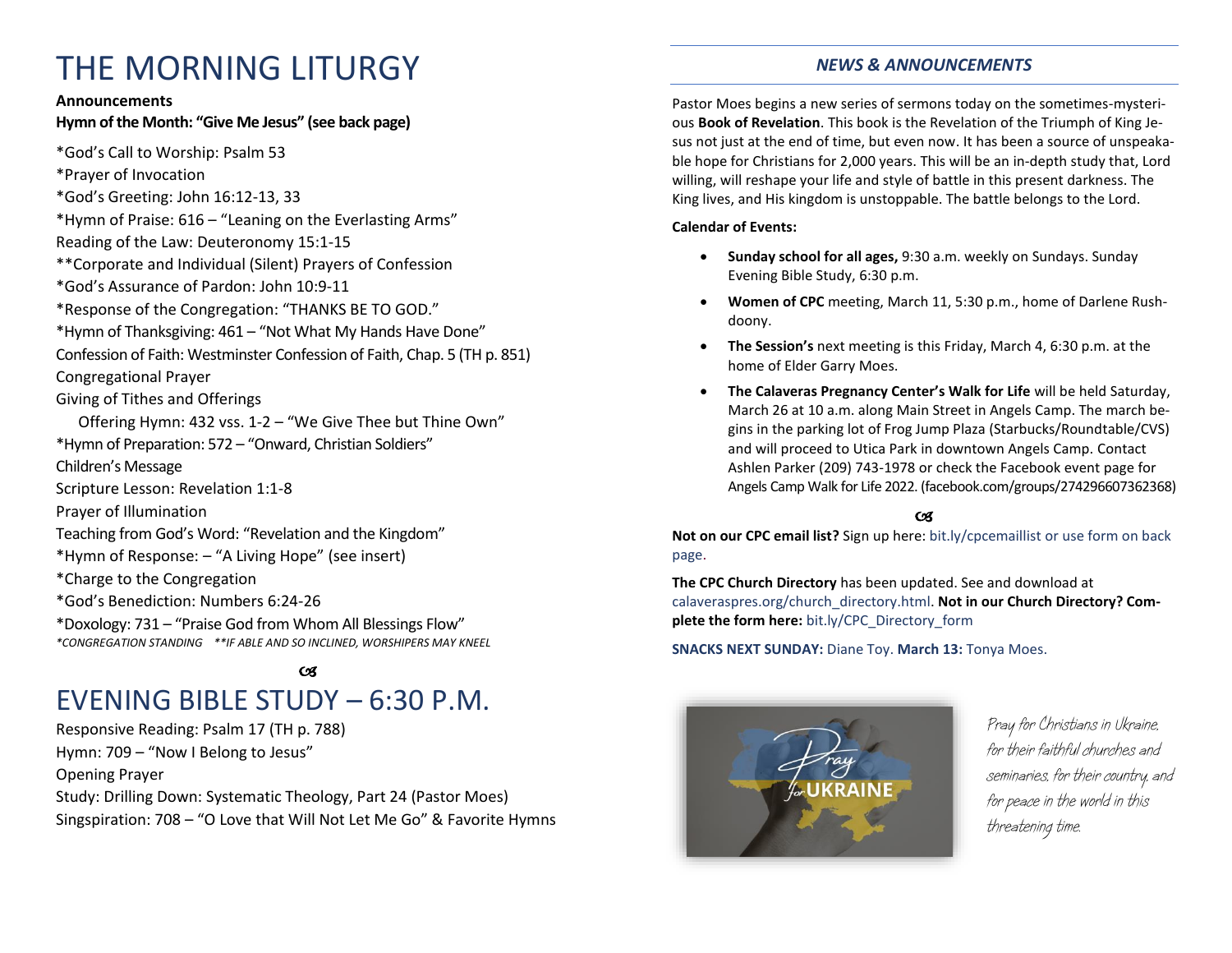# THE MORNING LITURGY

**Announcements**
**Hymn of the Month: "Give Me Jesus" (see back page)**

*God's Call to Worship: Psalm 53
*Prayer of Invocation
*God's Greeting: John 16:12-13, 33
*Hymn of Praise: 616 – "Leaning on the Everlasting Arms"
Reading of the Law: Deuteronomy 15:1-15
**Corporate and Individual (Silent) Prayers of Confession
*God's Assurance of Pardon: John 10:9-11
*Response of the Congregation: "THANKS BE TO GOD."
*Hymn of Thanksgiving: 461 – "Not What My Hands Have Done"
Confession of Faith: Westminster Confession of Faith, Chap. 5 (TH p. 851)
Congregational Prayer
Giving of Tithes and Offerings
Offering Hymn: 432 vss. 1-2 – "We Give Thee but Thine Own"
*Hymn of Preparation: 572 – "Onward, Christian Soldiers"
Children's Message
Scripture Lesson: Revelation 1:1-8
Prayer of Illumination
Teaching from God's Word: "Revelation and the Kingdom"
*Hymn of Response: – "A Living Hope" (see insert)
*Charge to the Congregation
*God's Benediction: Numbers 6:24-26
*Doxology: 731 – "Praise God from Whom All Blessings Flow"
*\*CONGREGATION STANDING   \*\*IF ABLE AND SO INCLINED, WORSHIPERS MAY KNEEL*

# EVENING BIBLE STUDY – 6:30 P.M.

Responsive Reading: Psalm 17 (TH p. 788)
Hymn: 709 – "Now I Belong to Jesus"
Opening Prayer
Study: Drilling Down: Systematic Theology, Part 24 (Pastor Moes)
Singspiration: 708 – "O Love that Will Not Let Me Go" & Favorite Hymns

## *NEWS & ANNOUNCEMENTS*

Pastor Moes begins a new series of sermons today on the sometimes-mysterious **Book of Revelation**. This book is the Revelation of the Triumph of King Jesus not just at the end of time, but even now. It has been a source of unspeakable hope for Christians for 2,000 years. This will be an in-depth study that, Lord willing, will reshape your life and style of battle in this present darkness. The King lives, and His kingdom is unstoppable. The battle belongs to the Lord.

**Calendar of Events:**

- **Sunday school for all ages,** 9:30 a.m. weekly on Sundays. Sunday Evening Bible Study, 6:30 p.m.
- **Women of CPC** meeting, March 11, 5:30 p.m., home of Darlene Rushdoony.
- **The Session's** next meeting is this Friday, March 4, 6:30 p.m. at the home of Elder Garry Moes.
- **The Calaveras Pregnancy Center's Walk for Life** will be held Saturday, March 26 at 10 a.m. along Main Street in Angels Camp. The march begins in the parking lot of Frog Jump Plaza (Starbucks/Roundtable/CVS) and will proceed to Utica Park in downtown Angels Camp. Contact Ashlen Parker (209) 743-1978 or check the Facebook event page for Angels Camp Walk for Life 2022. (facebook.com/groups/274296607362368)

**Not on our CPC email list?** Sign up here: bit.ly/cpcemaillist or use form on back page.

**The CPC Church Directory** has been updated. See and download at calaveraspres.org/church_directory.html. **Not in our Church Directory? Complete the form here:** bit.ly/CPC_Directory_form

**SNACKS NEXT SUNDAY:** Diane Toy. **March 13:** Tonya Moes.

Pray for UKRAINE

*Pray for Christians in Ukraine, for their faithful churches and seminaries, for their country, and for peace in the world in this threatening time.*